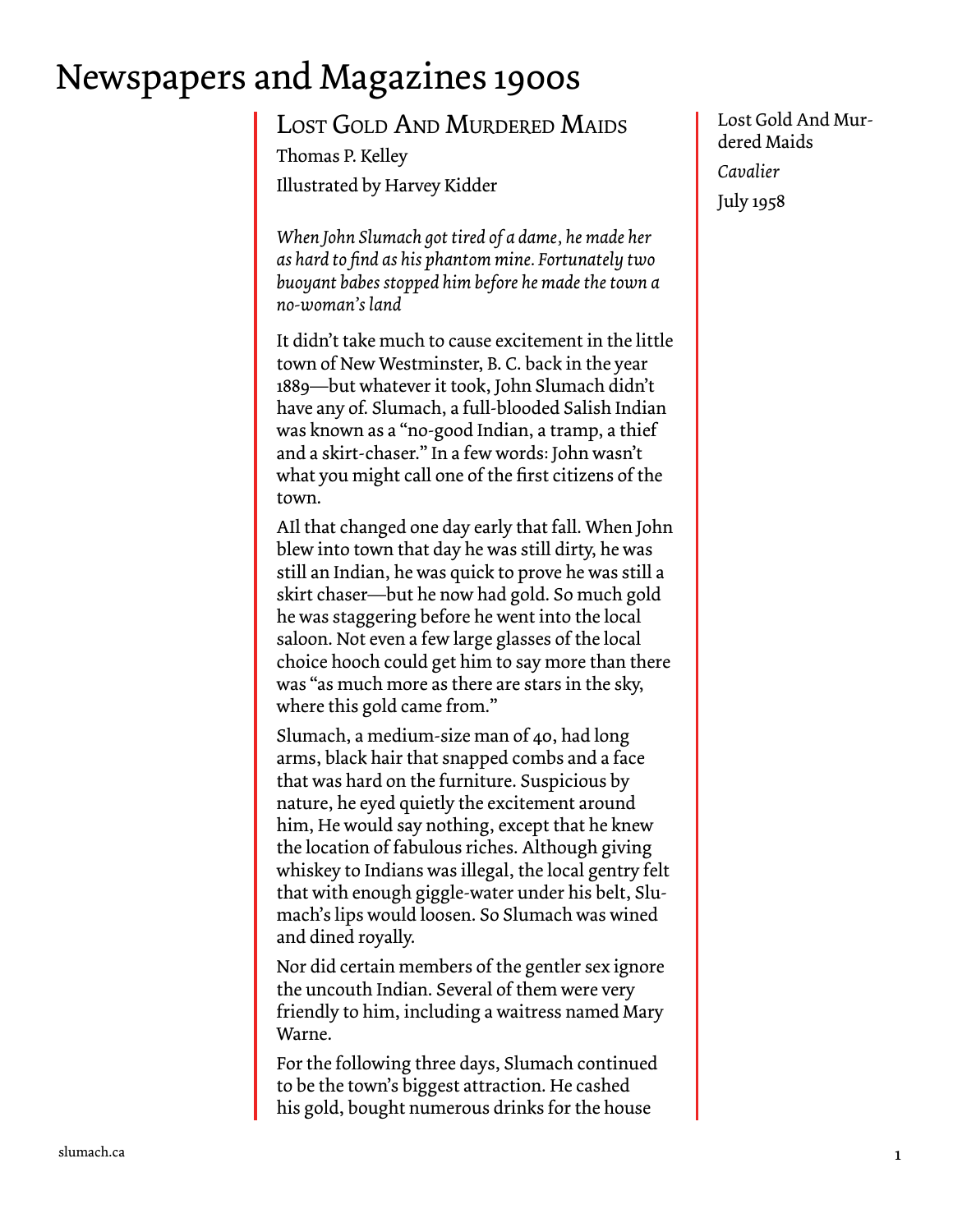# Newspapers and Magazines 1900s

## Lost Gold And Murdered Maids

Thomas P. Kelley

Illustrated by Harvey Kidder

Lost Gold And Murdered Maids
*Cavalier*
July 1958

*When John Slumach got tired of a dame, he made her as hard to find as his phantom mine. Fortunately two buoyant babes stopped him before he made the town a no-woman's land*

It didn't take much to cause excitement in the little town of New Westminster, B. C. back in the year 1889—but whatever it took, John Slumach didn't have any of. Slumach, a full-blooded Salish Indian was known as a "no-good Indian, a tramp, a thief and a skirt-chaser." In a few words: John wasn't what you might call one of the first citizens of the town.

AIl that changed one day early that fall. When John blew into town that day he was still dirty, he was still an Indian, he was quick to prove he was still a skirt chaser—but he now had gold. So much gold he was staggering before he went into the local saloon. Not even a few large glasses of the local choice hooch could get him to say more than there was "as much more as there are stars in the sky, where this gold came from."

Slumach, a medium-size man of 40, had long arms, black hair that snapped combs and a face that was hard on the furniture. Suspicious by nature, he eyed quietly the excitement around him, He would say nothing, except that he knew the location of fabulous riches. Although giving whiskey to Indians was illegal, the local gentry felt that with enough giggle-water under his belt, Slumach's lips would loosen. So Slumach was wined and dined royally.

Nor did certain members of the gentler sex ignore the uncouth Indian. Several of them were very friendly to him, including a waitress named Mary Warne.

For the following three days, Slumach continued to be the town's biggest attraction. He cashed his gold, bought numerous drinks for the house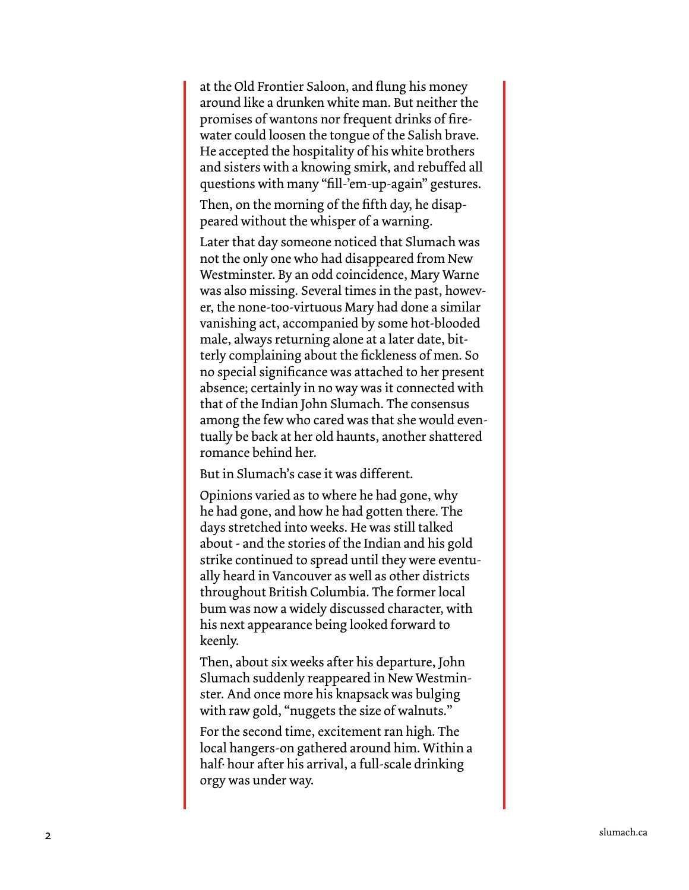at the Old Frontier Saloon, and flung his money around like a drunken white man. But neither the promises of wantons nor frequent drinks of firewater could loosen the tongue of the Salish brave. He accepted the hospitality of his white brothers and sisters with a knowing smirk, and rebuffed all questions with many "fill-'em-up-again" gestures.

Then, on the morning of the fifth day, he disappeared without the whisper of a warning.

Later that day someone noticed that Slumach was not the only one who had disappeared from New Westminster. By an odd coincidence, Mary Warne was also missing. Several times in the past, however, the none-too-virtuous Mary had done a similar vanishing act, accompanied by some hot-blooded male, always returning alone at a later date, bitterly complaining about the fickleness of men. So no special significance was attached to her present absence; certainly in no way was it connected with that of the Indian John Slumach. The consensus among the few who cared was that she would eventually be back at her old haunts, another shattered romance behind her.

But in Slumach's case it was different.

Opinions varied as to where he had gone, why he had gone, and how he had gotten there. The days stretched into weeks. He was still talked about - and the stories of the Indian and his gold strike continued to spread until they were eventually heard in Vancouver as well as other districts throughout British Columbia. The former local bum was now a widely discussed character, with his next appearance being looked forward to keenly.

Then, about six weeks after his departure, John Slumach suddenly reappeared in New Westminster. And once more his knapsack was bulging with raw gold, "nuggets the size of walnuts."

For the second time, excitement ran high. The local hangers-on gathered around him. Within a half· hour after his arrival, a full-scale drinking orgy was under way.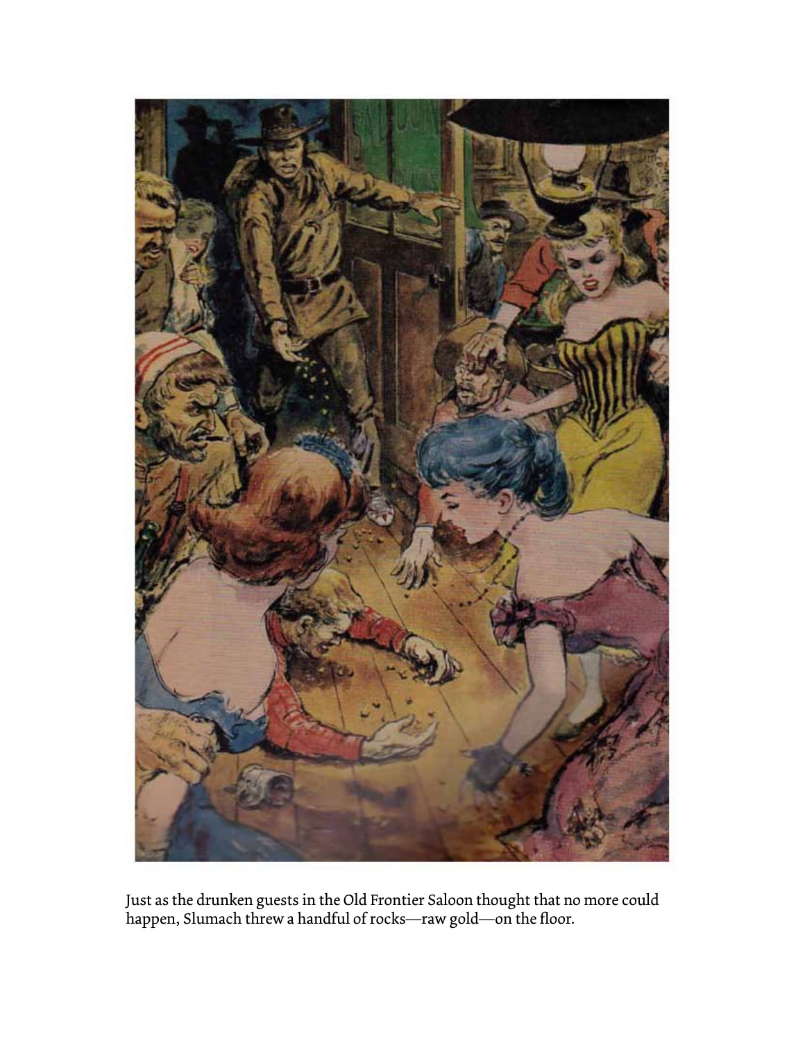Just as the drunken guests in the Old Frontier Saloon thought that no more could happen, Slumach threw a handful of rocks—raw gold—on the floor.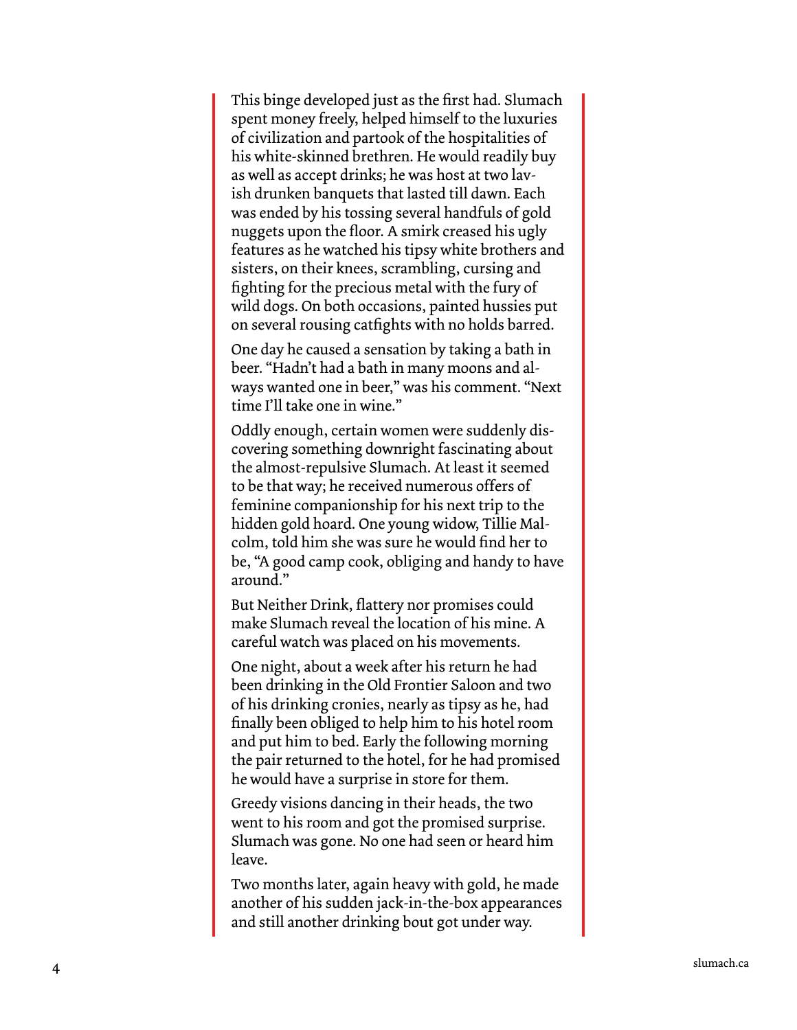This binge developed just as the first had. Slumach spent money freely, helped himself to the luxuries of civilization and partook of the hospitalities of his white-skinned brethren. He would readily buy as well as accept drinks; he was host at two lavish drunken banquets that lasted till dawn. Each was ended by his tossing several handfuls of gold nuggets upon the floor. A smirk creased his ugly features as he watched his tipsy white brothers and sisters, on their knees, scrambling, cursing and fighting for the precious metal with the fury of wild dogs. On both occasions, painted hussies put on several rousing catfights with no holds barred.

One day he caused a sensation by taking a bath in beer. "Hadn't had a bath in many moons and always wanted one in beer," was his comment. "Next time I'll take one in wine."

Oddly enough, certain women were suddenly discovering something downright fascinating about the almost-repulsive Slumach. At least it seemed to be that way; he received numerous offers of feminine companionship for his next trip to the hidden gold hoard. One young widow, Tillie Malcolm, told him she was sure he would find her to be, "A good camp cook, obliging and handy to have around."

But Neither Drink, flattery nor promises could make Slumach reveal the location of his mine. A careful watch was placed on his movements.

One night, about a week after his return he had been drinking in the Old Frontier Saloon and two of his drinking cronies, nearly as tipsy as he, had finally been obliged to help him to his hotel room and put him to bed. Early the following morning the pair returned to the hotel, for he had promised he would have a surprise in store for them.

Greedy visions dancing in their heads, the two went to his room and got the promised surprise. Slumach was gone. No one had seen or heard him leave.

Two months later, again heavy with gold, he made another of his sudden jack-in-the-box appearances and still another drinking bout got under way.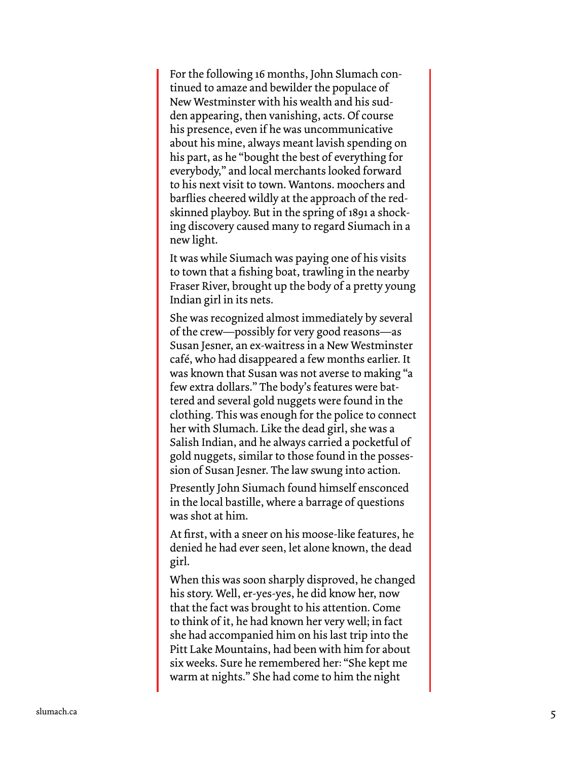For the following 16 months, John Slumach continued to amaze and bewilder the populace of New Westminster with his wealth and his sudden appearing, then vanishing, acts. Of course his presence, even if he was uncommunicative about his mine, always meant lavish spending on his part, as he "bought the best of everything for everybody," and local merchants looked forward to his next visit to town. Wantons. moochers and barflies cheered wildly at the approach of the red-skinned playboy. But in the spring of 1891 a shocking discovery caused many to regard Siumach in a new light.

It was while Siumach was paying one of his visits to town that a fishing boat, trawling in the nearby Fraser River, brought up the body of a pretty young Indian girl in its nets.

She was recognized almost immediately by several of the crew—possibly for very good reasons—as Susan Jesner, an ex-waitress in a New Westminster café, who had disappeared a few months earlier. It was known that Susan was not averse to making "a few extra dollars." The body's features were battered and several gold nuggets were found in the clothing. This was enough for the police to connect her with Slumach. Like the dead girl, she was a Salish Indian, and he always carried a pocketful of gold nuggets, similar to those found in the possession of Susan Jesner. The law swung into action.

Presently John Siumach found himself ensconced in the local bastille, where a barrage of questions was shot at him.

At first, with a sneer on his moose-like features, he denied he had ever seen, let alone known, the dead girl.

When this was soon sharply disproved, he changed his story. Well, er-yes-yes, he did know her, now that the fact was brought to his attention. Come to think of it, he had known her very well; in fact she had accompanied him on his last trip into the Pitt Lake Mountains, had been with him for about six weeks. Sure he remembered her: "She kept me warm at nights." She had come to him the night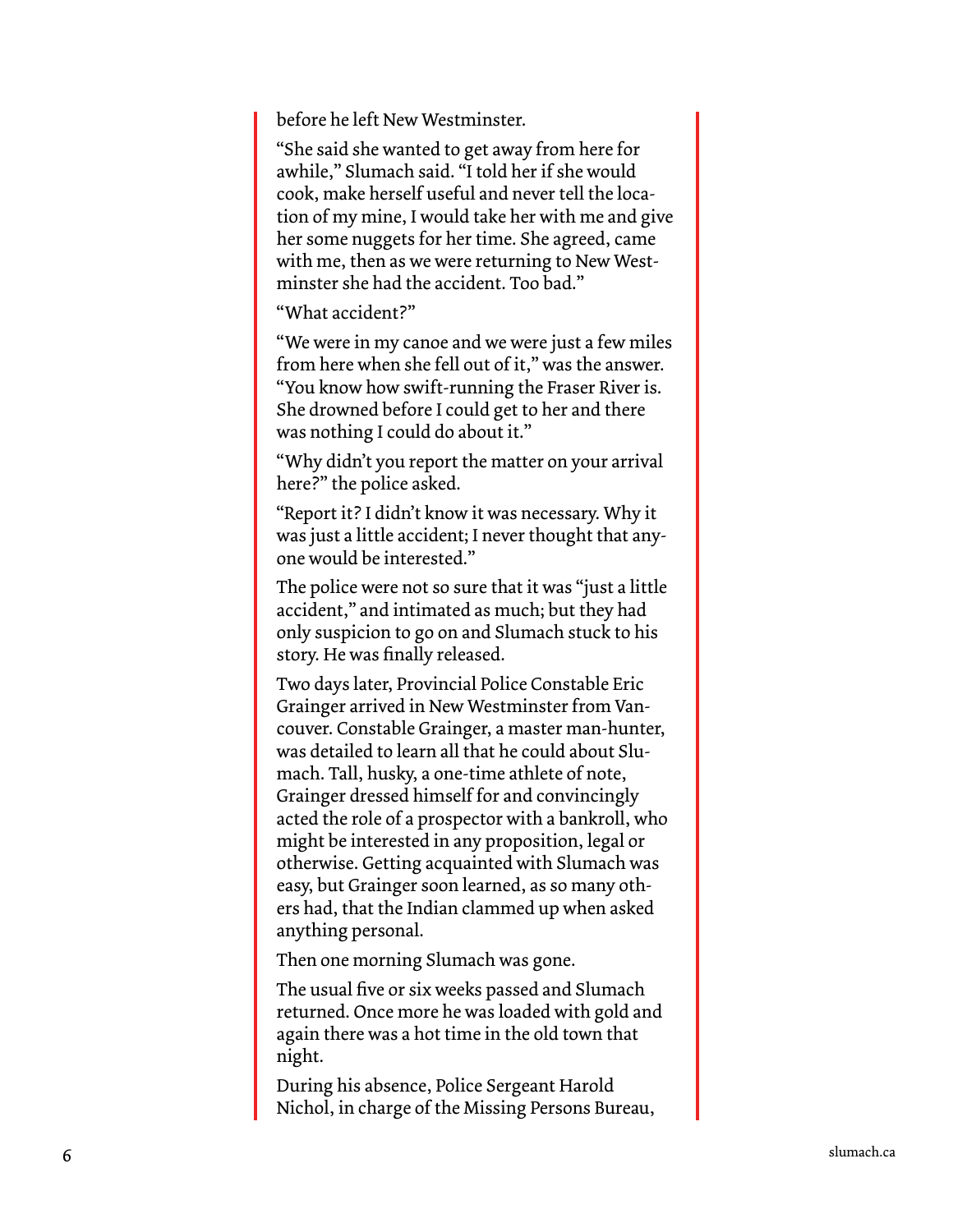before he left New Westminster.

"She said she wanted to get away from here for awhile," Slumach said. "I told her if she would cook, make herself useful and never tell the location of my mine, I would take her with me and give her some nuggets for her time. She agreed, came with me, then as we were returning to New Westminster she had the accident. Too bad."

"What accident?"

"We were in my canoe and we were just a few miles from here when she fell out of it," was the answer. "You know how swift-running the Fraser River is. She drowned before I could get to her and there was nothing I could do about it."

"Why didn't you report the matter on your arrival here?" the police asked.

"Report it? I didn't know it was necessary. Why it was just a little accident; I never thought that anyone would be interested."

The police were not so sure that it was "just a little accident," and intimated as much; but they had only suspicion to go on and Slumach stuck to his story. He was finally released.

Two days later, Provincial Police Constable Eric Grainger arrived in New Westminster from Vancouver. Constable Grainger, a master man-hunter, was detailed to learn all that he could about Slumach. Tall, husky, a one-time athlete of note, Grainger dressed himself for and convincingly acted the role of a prospector with a bankroll, who might be interested in any proposition, legal or otherwise. Getting acquainted with Slumach was easy, but Grainger soon learned, as so many others had, that the Indian clammed up when asked anything personal.

Then one morning Slumach was gone.

The usual five or six weeks passed and Slumach returned. Once more he was loaded with gold and again there was a hot time in the old town that night.

During his absence, Police Sergeant Harold Nichol, in charge of the Missing Persons Bureau,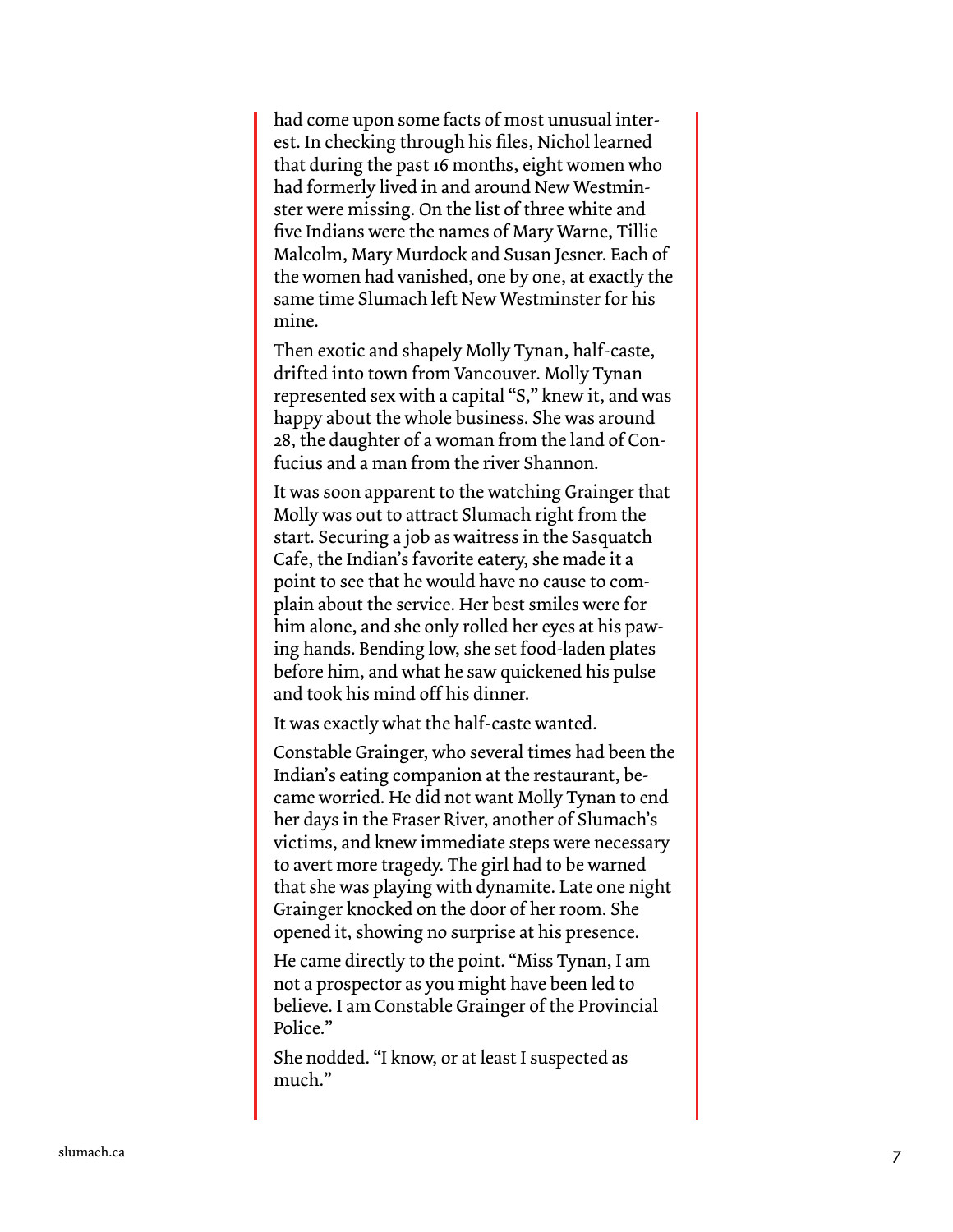had come upon some facts of most unusual interest. In checking through his files, Nichol learned that during the past 16 months, eight women who had formerly lived in and around New Westminster were missing. On the list of three white and five Indians were the names of Mary Warne, Tillie Malcolm, Mary Murdock and Susan Jesner. Each of the women had vanished, one by one, at exactly the same time Slumach left New Westminster for his mine.

Then exotic and shapely Molly Tynan, half-caste, drifted into town from Vancouver. Molly Tynan represented sex with a capital "S," knew it, and was happy about the whole business. She was around 28, the daughter of a woman from the land of Confucius and a man from the river Shannon.

It was soon apparent to the watching Grainger that Molly was out to attract Slumach right from the start. Securing a job as waitress in the Sasquatch Cafe, the Indian's favorite eatery, she made it a point to see that he would have no cause to complain about the service. Her best smiles were for him alone, and she only rolled her eyes at his pawing hands. Bending low, she set food-laden plates before him, and what he saw quickened his pulse and took his mind off his dinner.

It was exactly what the half-caste wanted.

Constable Grainger, who several times had been the Indian's eating companion at the restaurant, became worried. He did not want Molly Tynan to end her days in the Fraser River, another of Slumach's victims, and knew immediate steps were necessary to avert more tragedy. The girl had to be warned that she was playing with dynamite. Late one night Grainger knocked on the door of her room. She opened it, showing no surprise at his presence.

He came directly to the point. "Miss Tynan, I am not a prospector as you might have been led to believe. I am Constable Grainger of the Provincial Police."

She nodded. "I know, or at least I suspected as much."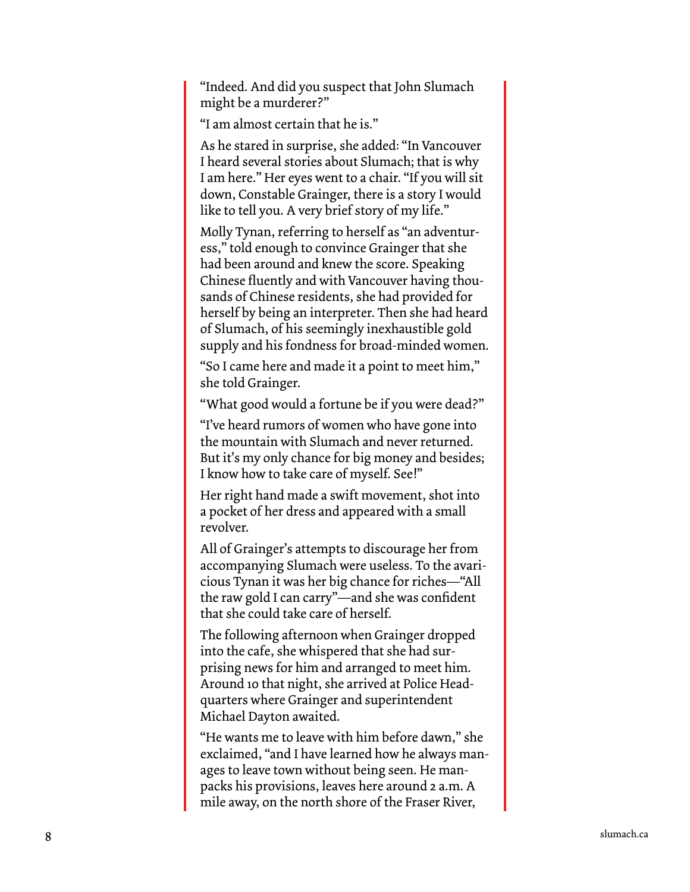"Indeed. And did you suspect that John Slumach might be a murderer?"

"I am almost certain that he is."

As he stared in surprise, she added: "In Vancouver I heard several stories about Slumach; that is why I am here." Her eyes went to a chair. "If you will sit down, Constable Grainger, there is a story I would like to tell you. A very brief story of my life."

Molly Tynan, referring to herself as "an adventuress," told enough to convince Grainger that she had been around and knew the score. Speaking Chinese fluently and with Vancouver having thousands of Chinese residents, she had provided for herself by being an interpreter. Then she had heard of Slumach, of his seemingly inexhaustible gold supply and his fondness for broad-minded women.

"So I came here and made it a point to meet him," she told Grainger.

"What good would a fortune be if you were dead?"

"I've heard rumors of women who have gone into the mountain with Slumach and never returned. But it's my only chance for big money and besides; I know how to take care of myself. See!"

Her right hand made a swift movement, shot into a pocket of her dress and appeared with a small revolver.

All of Grainger's attempts to discourage her from accompanying Slumach were useless. To the avaricious Tynan it was her big chance for riches—"All the raw gold I can carry"—and she was confident that she could take care of herself.

The following afternoon when Grainger dropped into the cafe, she whispered that she had surprising news for him and arranged to meet him. Around 10 that night, she arrived at Police Headquarters where Grainger and superintendent Michael Dayton awaited.

"He wants me to leave with him before dawn," she exclaimed, "and I have learned how he always manages to leave town without being seen. He manpacks his provisions, leaves here around 2 a.m. A mile away, on the north shore of the Fraser River,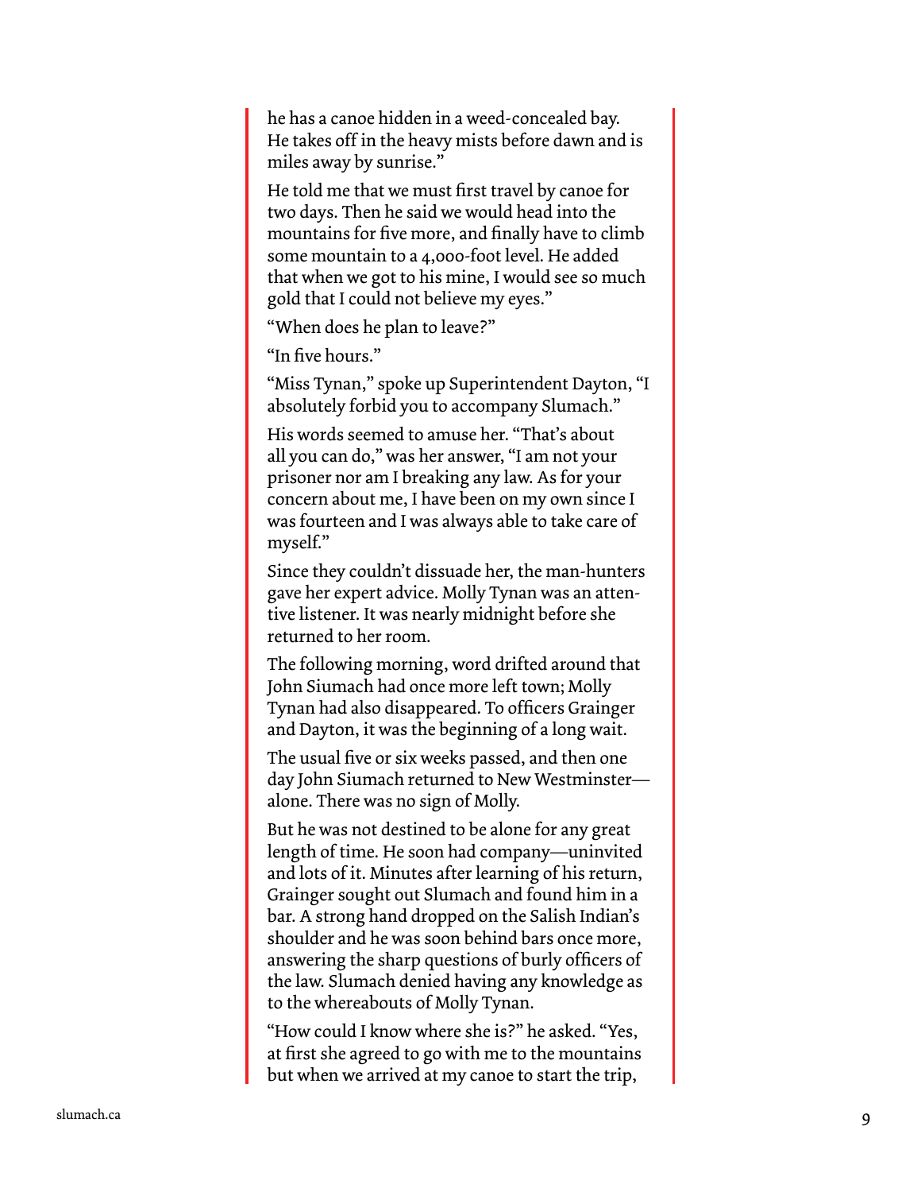he has a canoe hidden in a weed-concealed bay. He takes off in the heavy mists before dawn and is miles away by sunrise."

He told me that we must first travel by canoe for two days. Then he said we would head into the mountains for five more, and finally have to climb some mountain to a 4,000-foot level. He added that when we got to his mine, I would see so much gold that I could not believe my eyes."

"When does he plan to leave?"

"In five hours."

"Miss Tynan," spoke up Superintendent Dayton, "I absolutely forbid you to accompany Slumach."

His words seemed to amuse her. "That's about all you can do," was her answer, "I am not your prisoner nor am I breaking any law. As for your concern about me, I have been on my own since I was fourteen and I was always able to take care of myself."

Since they couldn't dissuade her, the man-hunters gave her expert advice. Molly Tynan was an attentive listener. It was nearly midnight before she returned to her room.

The following morning, word drifted around that John Siumach had once more left town; Molly Tynan had also disappeared. To officers Grainger and Dayton, it was the beginning of a long wait.

The usual five or six weeks passed, and then one day John Siumach returned to New Westminster—alone. There was no sign of Molly.

But he was not destined to be alone for any great length of time. He soon had company—uninvited and lots of it. Minutes after learning of his return, Grainger sought out Slumach and found him in a bar. A strong hand dropped on the Salish Indian's shoulder and he was soon behind bars once more, answering the sharp questions of burly officers of the law. Slumach denied having any knowledge as to the whereabouts of Molly Tynan.

"How could I know where she is?" he asked. "Yes, at first she agreed to go with me to the mountains but when we arrived at my canoe to start the trip,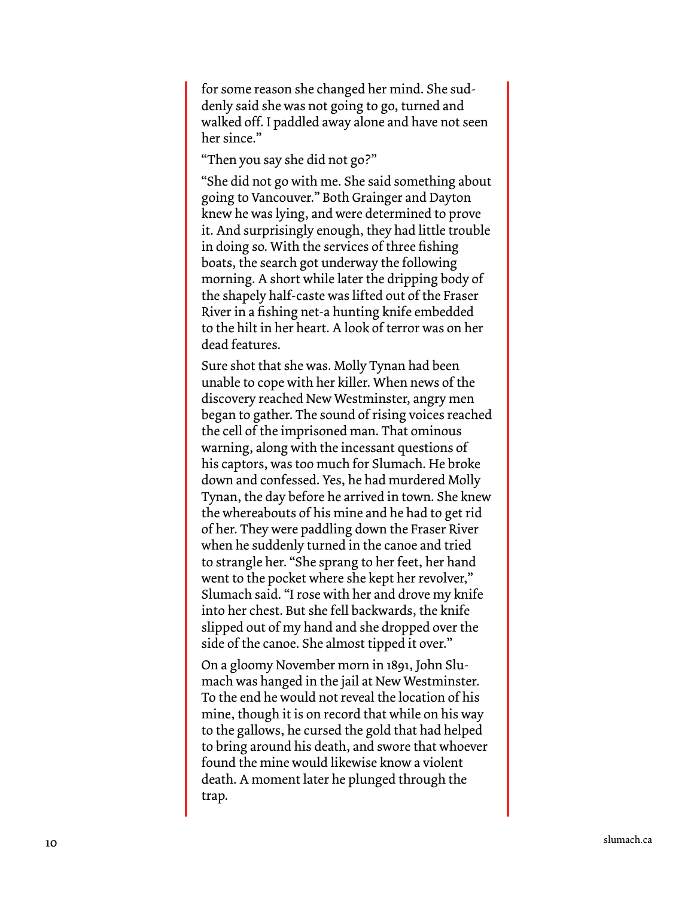for some reason she changed her mind. She suddenly said she was not going to go, turned and walked off. I paddled away alone and have not seen her since."

"Then you say she did not go?"

"She did not go with me. She said something about going to Vancouver." Both Grainger and Dayton knew he was lying, and were determined to prove it. And surprisingly enough, they had little trouble in doing so. With the services of three fishing boats, the search got underway the following morning. A short while later the dripping body of the shapely half-caste was lifted out of the Fraser River in a fishing net-a hunting knife embedded to the hilt in her heart. A look of terror was on her dead features.

Sure shot that she was. Molly Tynan had been unable to cope with her killer. When news of the discovery reached New Westminster, angry men began to gather. The sound of rising voices reached the cell of the imprisoned man. That ominous warning, along with the incessant questions of his captors, was too much for Slumach. He broke down and confessed. Yes, he had murdered Molly Tynan, the day before he arrived in town. She knew the whereabouts of his mine and he had to get rid of her. They were paddling down the Fraser River when he suddenly turned in the canoe and tried to strangle her. "She sprang to her feet, her hand went to the pocket where she kept her revolver," Slumach said. "I rose with her and drove my knife into her chest. But she fell backwards, the knife slipped out of my hand and she dropped over the side of the canoe. She almost tipped it over."

On a gloomy November morn in 1891, John Slumach was hanged in the jail at New Westminster. To the end he would not reveal the location of his mine, though it is on record that while on his way to the gallows, he cursed the gold that had helped to bring around his death, and swore that whoever found the mine would likewise know a violent death. A moment later he plunged through the trap.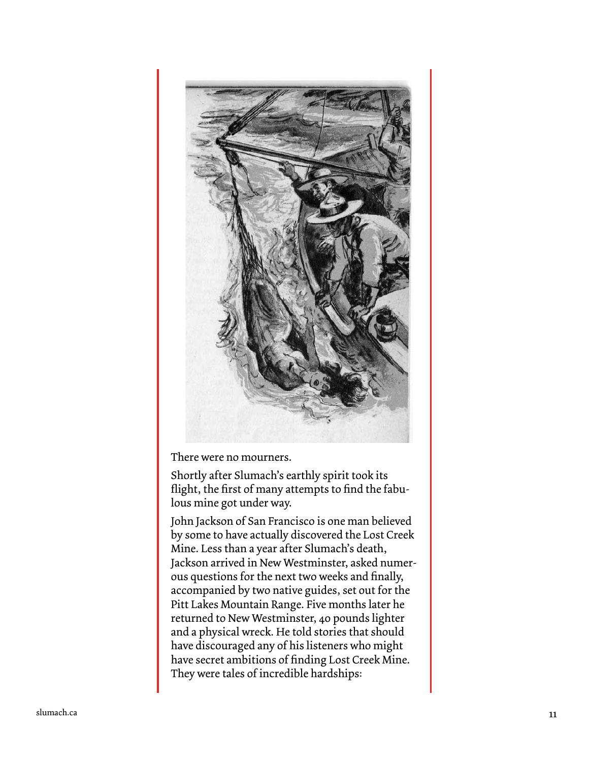There were no mourners.

Shortly after Slumach's earthly spirit took its flight, the first of many attempts to find the fabulous mine got under way.

John Jackson of San Francisco is one man believed by some to have actually discovered the Lost Creek Mine. Less than a year after Slumach's death, Jackson arrived in New Westminster, asked numerous questions for the next two weeks and finally, accompanied by two native guides, set out for the Pitt Lakes Mountain Range. Five months later he returned to New Westminster, 40 pounds lighter and a physical wreck. He told stories that should have discouraged any of his listeners who might have secret ambitions of finding Lost Creek Mine. They were tales of incredible hardships: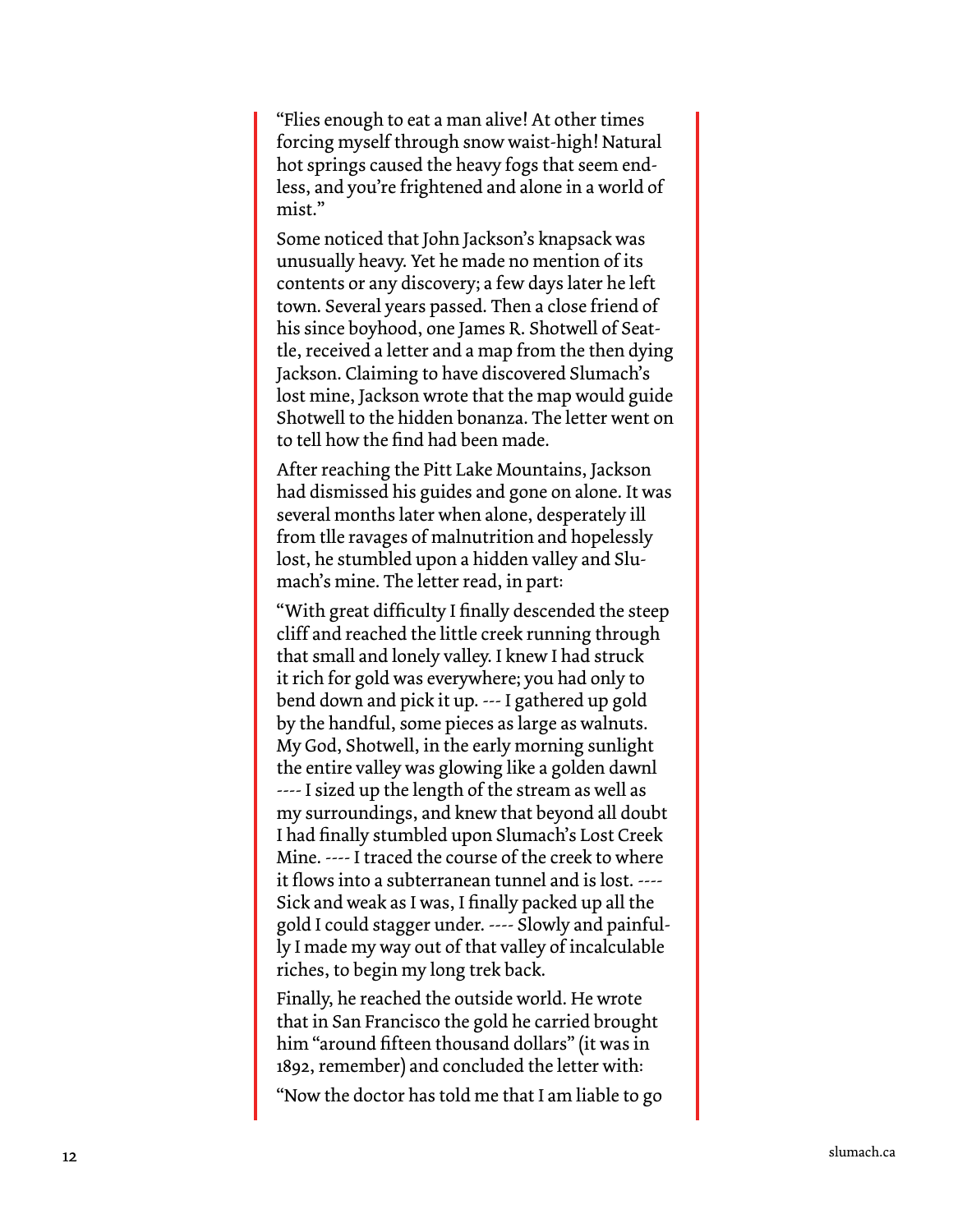"Flies enough to eat a man alive! At other times forcing myself through snow waist-high! Natural hot springs caused the heavy fogs that seem endless, and you're frightened and alone in a world of mist."

Some noticed that John Jackson's knapsack was unusually heavy. Yet he made no mention of its contents or any discovery; a few days later he left town. Several years passed. Then a close friend of his since boyhood, one James R. Shotwell of Seattle, received a letter and a map from the then dying Jackson. Claiming to have discovered Slumach's lost mine, Jackson wrote that the map would guide Shotwell to the hidden bonanza. The letter went on to tell how the find had been made.

After reaching the Pitt Lake Mountains, Jackson had dismissed his guides and gone on alone. It was several months later when alone, desperately ill from tlle ravages of malnutrition and hopelessly lost, he stumbled upon a hidden valley and Slumach's mine. The letter read, in part:

"With great difficulty I finally descended the steep cliff and reached the little creek running through that small and lonely valley. I knew I had struck it rich for gold was everywhere; you had only to bend down and pick it up. --- I gathered up gold by the handful, some pieces as large as walnuts. My God, Shotwell, in the early morning sunlight the entire valley was glowing like a golden dawnl ---- I sized up the length of the stream as well as my surroundings, and knew that beyond all doubt I had finally stumbled upon Slumach's Lost Creek Mine. ---- I traced the course of the creek to where it flows into a subterranean tunnel and is lost. ---- Sick and weak as I was, I finally packed up all the gold I could stagger under. ---- Slowly and painfully I made my way out of that valley of incalculable riches, to begin my long trek back.

Finally, he reached the outside world. He wrote that in San Francisco the gold he carried brought him "around fifteen thousand dollars" (it was in 1892, remember) and concluded the letter with:

"Now the doctor has told me that I am liable to go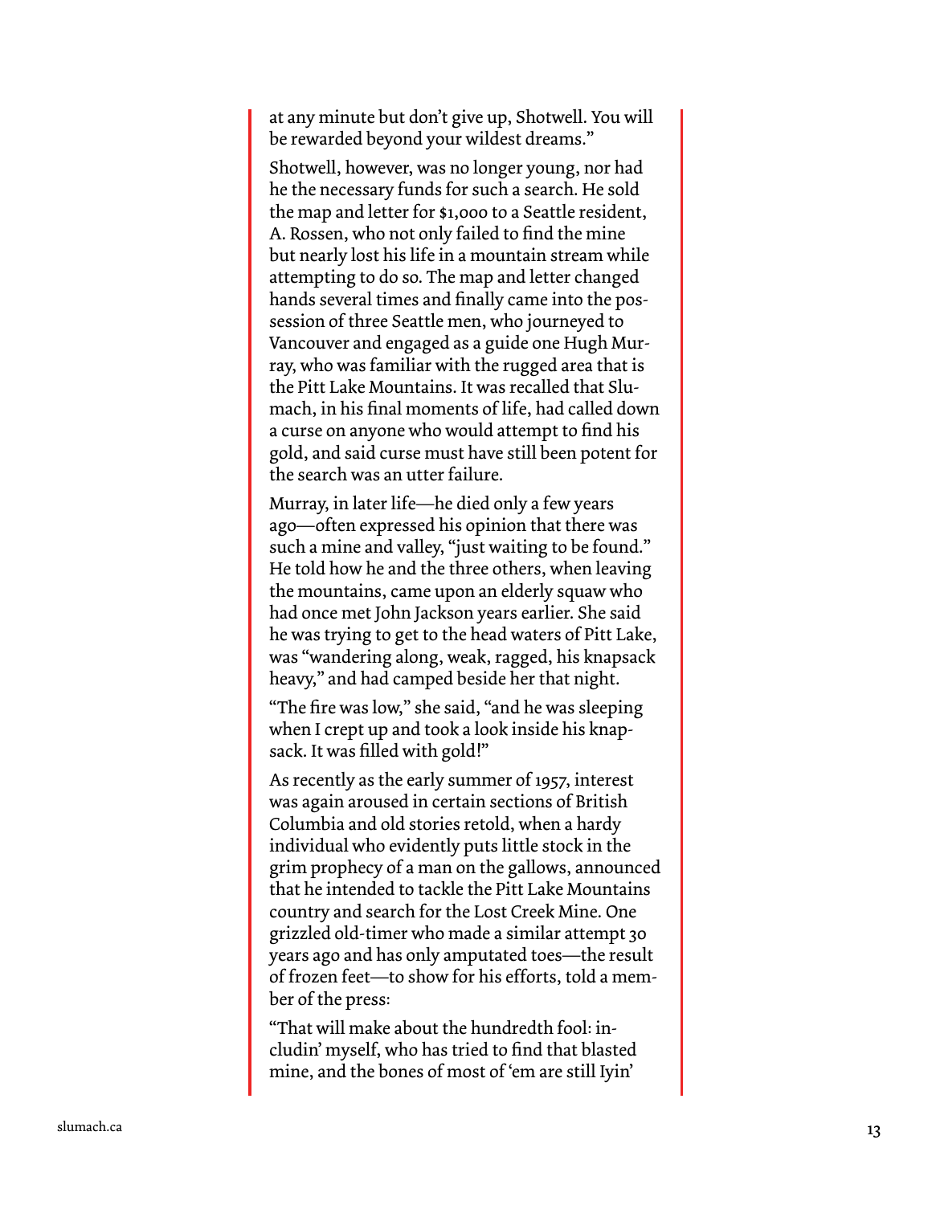at any minute but don't give up, Shotwell. You will be rewarded beyond your wildest dreams."

Shotwell, however, was no longer young, nor had he the necessary funds for such a search. He sold the map and letter for $1,000 to a Seattle resident, A. Rossen, who not only failed to find the mine but nearly lost his life in a mountain stream while attempting to do so. The map and letter changed hands several times and finally came into the possession of three Seattle men, who journeyed to Vancouver and engaged as a guide one Hugh Murray, who was familiar with the rugged area that is the Pitt Lake Mountains. It was recalled that Slumach, in his final moments of life, had called down a curse on anyone who would attempt to find his gold, and said curse must have still been potent for the search was an utter failure.

Murray, in later life—he died only a few years ago—often expressed his opinion that there was such a mine and valley, "just waiting to be found." He told how he and the three others, when leaving the mountains, came upon an elderly squaw who had once met John Jackson years earlier. She said he was trying to get to the head waters of Pitt Lake, was "wandering along, weak, ragged, his knapsack heavy," and had camped beside her that night.

"The fire was low," she said, "and he was sleeping when I crept up and took a look inside his knapsack. It was filled with gold!"

As recently as the early summer of 1957, interest was again aroused in certain sections of British Columbia and old stories retold, when a hardy individual who evidently puts little stock in the grim prophecy of a man on the gallows, announced that he intended to tackle the Pitt Lake Mountains country and search for the Lost Creek Mine. One grizzled old-timer who made a similar attempt 30 years ago and has only amputated toes—the result of frozen feet—to show for his efforts, told a member of the press:

"That will make about the hundredth fool: includin' myself, who has tried to find that blasted mine, and the bones of most of 'em are still lyin'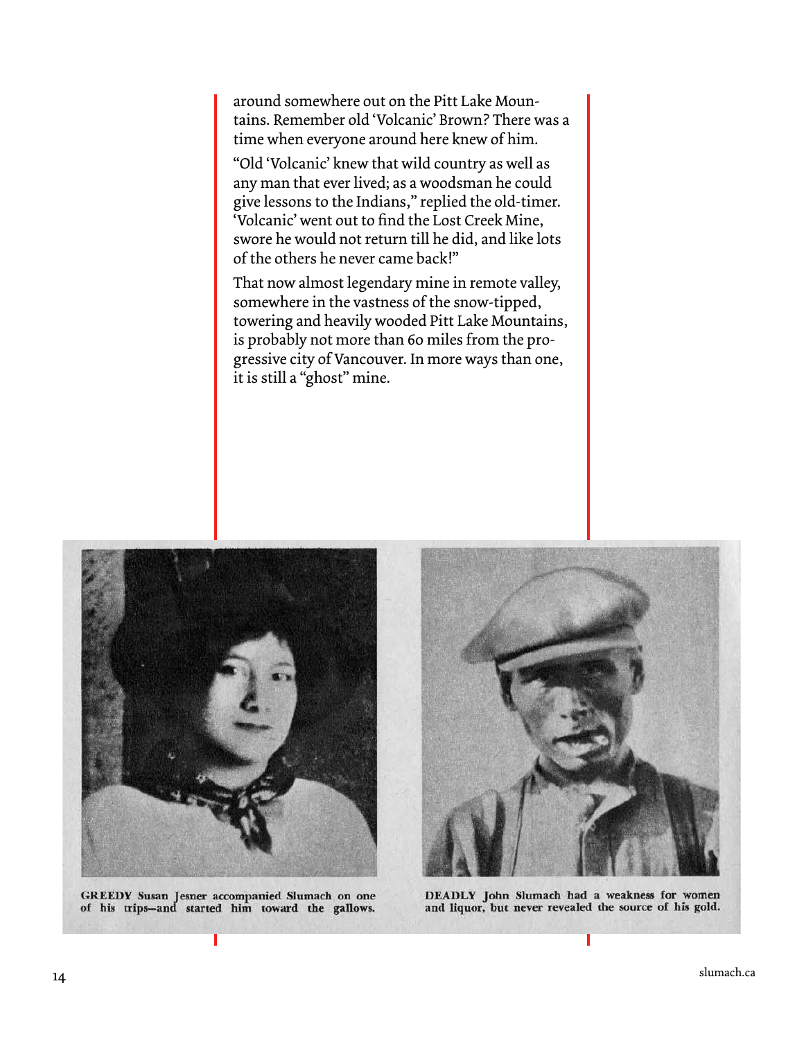around somewhere out on the Pitt Lake Mountains. Remember old 'Volcanic' Brown? There was a time when everyone around here knew of him.

"Old 'Volcanic' knew that wild country as well as any man that ever lived; as a woodsman he could give lessons to the Indians," replied the old-timer. 'Volcanic' went out to find the Lost Creek Mine, swore he would not return till he did, and like lots of the others he never came back!"

That now almost legendary mine in remote valley, somewhere in the vastness of the snow-tipped, towering and heavily wooded Pitt Lake Mountains, is probably not more than 60 miles from the progressive city of Vancouver. In more ways than one, it is still a "ghost" mine.

**GREEDY** Susan Jesner accompanied Slumach on one of his trips—and started him toward the gallows.

**DEADLY** John Slumach had a weakness for women and liquor, but never revealed the source of his gold.